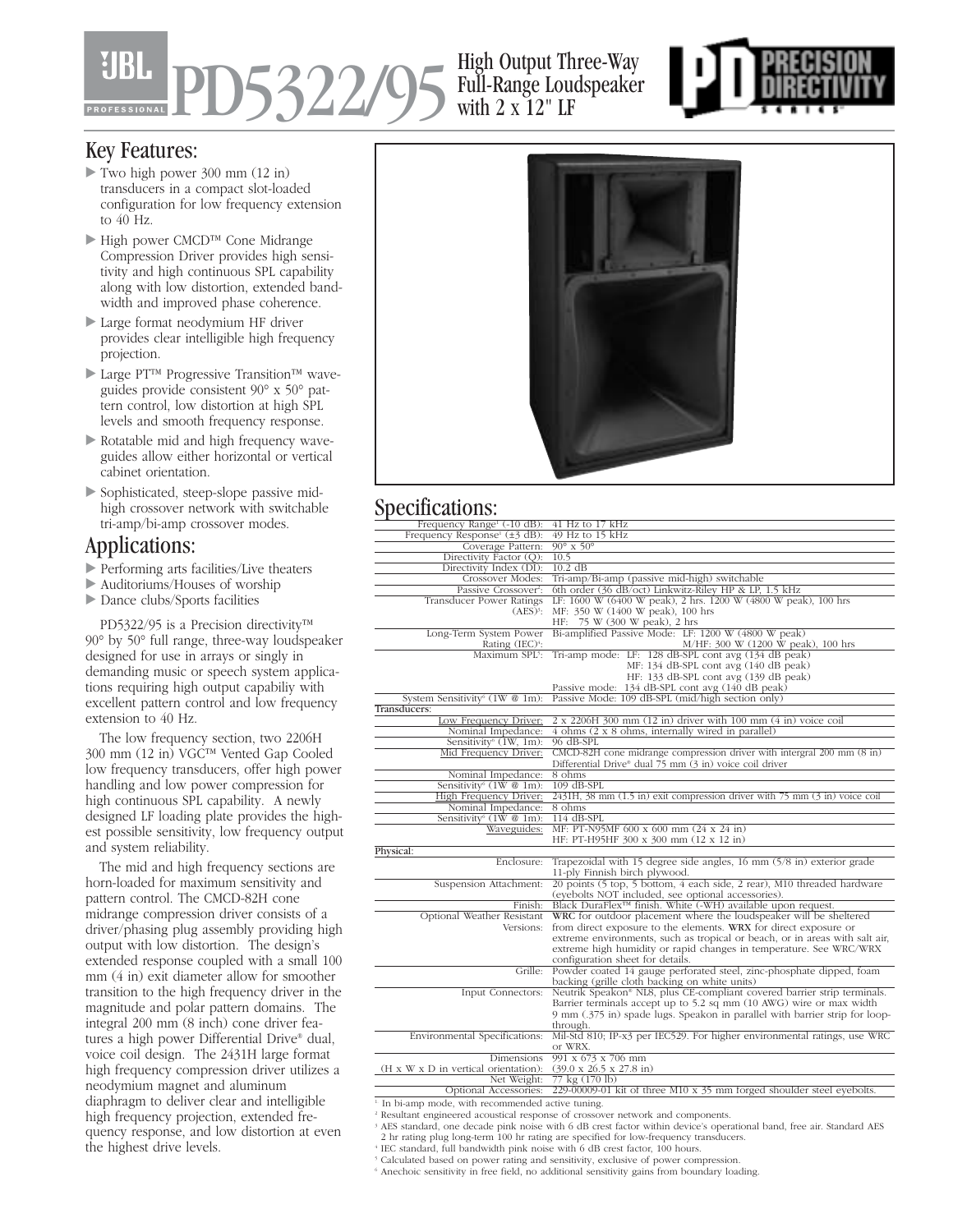# JBL PROFESSIONAL PD5322/95 High Output Three-Way Full-Range Loudspeaker with 2 x 12" LF

PD PRECISION DIRECTIVITY SERIES

## Key Features:

- Two high power 300 mm (12 in) transducers in a compact slot-loaded configuration for low frequency extension to 40 Hz.
- High power CMCD™ Cone Midrange Compression Driver provides high sensitivity and high continuous SPL capability along with low distortion, extended bandwidth and improved phase coherence.
- Large format neodymium HF driver provides clear intelligible high frequency projection.
- Large PT™ Progressive Transition™ waveguides provide consistent 90° x 50° pattern control, low distortion at high SPL levels and smooth frequency response.
- Rotatable mid and high frequency waveguides allow either horizontal or vertical cabinet orientation.
- Sophisticated, steep-slope passive mid-high crossover network with switchable tri-amp/bi-amp crossover modes.

## Applications:

- Performing arts facilities/Live theaters
- Auditoriums/Houses of worship
- Dance clubs/Sports facilities

PD5322/95 is a Precision directivity™ 90° by 50° full range, three-way loudspeaker designed for use in arrays or singly in demanding music or speech system applications requiring high output capabiliy with excellent pattern control and low frequency extension to 40 Hz.

The low frequency section, two 2206H 300 mm (12 in) VGC™ Vented Gap Cooled low frequency transducers, offer high power handling and low power compression for high continuous SPL capability. A newly designed LF loading plate provides the highest possible sensitivity, low frequency output and system reliability.

The mid and high frequency sections are horn-loaded for maximum sensitivity and pattern control. The CMCD-82H cone midrange compression driver consists of a driver/phasing plug assembly providing high output with low distortion. The design's extended response coupled with a small 100 mm (4 in) exit diameter allow for smoother transition to the high frequency driver in the magnitude and polar pattern domains. The integral 200 mm (8 inch) cone driver features a high power Differential Drive® dual, voice coil design. The 2431H large format high frequency compression driver utilizes a neodymium magnet and aluminum diaphragm to deliver clear and intelligible high frequency projection, extended frequency response, and low distortion at even the highest drive levels.

## Specifications:

| | |
|---|---|
| Frequency Range[1] (-10 dB): | 41 Hz to 17 kHz |
| Frequency Response[1] (±3 dB): | 49 Hz to 15 kHz |
| Coverage Pattern: | 90° x 50° |
| Directivity Factor (Q): | 10.5 |
| Directivity Index (DI): | 10.2 dB |
| Crossover Modes: | Tri-amp/Bi-amp (passive mid-high) switchable |
| Passive Crossover[2]: | 6th order (36 dB/oct) Linkwitz-Riley HP & LP, 1.5 kHz |
| Transducer Power Ratings (AES)[3]: | LF: 1600 W (6400 W peak), 2 hrs. 1200 W (4800 W peak), 100 hrs<br>MF: 350 W (1400 W peak), 100 hrs<br>HF: 75 W (300 W peak), 2 hrs |
| Long-Term System Power Rating (IEC)[4]: | Bi-amplified Passive Mode: LF: 1200 W (4800 W peak)<br>M/HF: 300 W (1200 W peak), 100 hrs |
| Maximum SPL[5]: | Tri-amp mode: LF: 128 dB-SPL cont avg (134 dB peak)<br>MF: 134 dB-SPL cont avg (140 dB peak)<br>HF: 133 dB-SPL cont avg (139 dB peak)<br>Passive mode: 134 dB-SPL cont avg (140 dB peak) |
| System Sensitivity[6] (1W @ 1m): | Passive Mode: 109 dB-SPL (mid/high section only) |
| **Transducers:** | |
| Low Frequency Driver: | 2 x 2206H 300 mm (12 in) driver with 100 mm (4 in) voice coil |
| Nominal Impedance: | 4 ohms (2 x 8 ohms, internally wired in parallel) |
| Sensitivity[6] (1W, 1m): | 96 dB-SPL |
| Mid Frequency Driver: | CMCD-82H cone midrange compression driver with intergral 200 mm (8 in) Differential Drive® dual 75 mm (3 in) voice coil driver |
| Nominal Impedance: | 8 ohms |
| Sensitivity[6] (1W @ 1m): | 109 dB-SPL |
| High Frequency Driver: | 2431H, 38 mm (1.5 in) exit compression driver with 75 mm (3 in) voice coil |
| Nominal Impedance: | 8 ohms |
| Sensitivity[6] (1W @ 1m): | 114 dB-SPL |
| Waveguides: | MF: PT-N95MF 600 x 600 mm (24 x 24 in)<br>HF: PT-H95HF 300 x 300 mm (12 x 12 in) |
| **Physical:** | |
| Enclosure: | Trapezoidal with 15 degree side angles, 16 mm (5/8 in) exterior grade 11-ply Finnish birch plywood. |
| Suspension Attachment: | 20 points (5 top, 5 bottom, 4 each side, 2 rear), M10 threaded hardware (eyebolts NOT included, see optional accessories). |
| Finish: | Black DuraFlex™ finish. White (-WH) available upon request. |
| Optional Weather Resistant Versions: | **WRC** for outdoor placement where the loudspeaker will be sheltered from direct exposure to the elements. **WRX** for direct exposure or extreme environments, such as tropical or beach, or in areas with salt air, extreme high humidity or rapid changes in temperature. See WRC/WRX configuration sheet for details. |
| Grille: | Powder coated 14 gauge perforated steel, zinc-phosphate dipped, foam backing (grille cloth backing on white units) |
| Input Connectors: | Neutrik Speakon® NL8, plus CE-compliant covered barrier strip terminals. Barrier terminals accept up to 5.2 sq mm (10 AWG) wire or max width 9 mm (.375 in) spade lugs. Speakon in parallel with barrier strip for loop-through. |
| Environmental Specifications: | Mil-Std 810; IP-x3 per IEC529. For higher environmental ratings, use WRC or WRX. |
| Dimensions (H x W x D in vertical orientation): | 991 x 673 x 706 mm<br>(39.0 x 26.5 x 27.8 in) |
| Net Weight: | 77 kg (170 lb) |
| Optional Accessories: | 229-00009-01 kit of three M10 x 35 mm forged shoulder steel eyebolts. |

[1] In bi-amp mode, with recommended active tuning.
[2] Resultant engineered acoustical response of crossover network and components.
[3] AES standard, one decade pink noise with 6 dB crest factor within device's operational band, free air. Standard AES 2 hr rating plug long-term 100 hr rating are specified for low-frequency transducers.
[4] IEC standard, full bandwidth pink noise with 6 dB crest factor, 100 hours.
[5] Calculated based on power rating and sensitivity, exclusive of power compression.
[6] Anechoic sensitivity in free field, no additional sensitivity gains from boundary loading.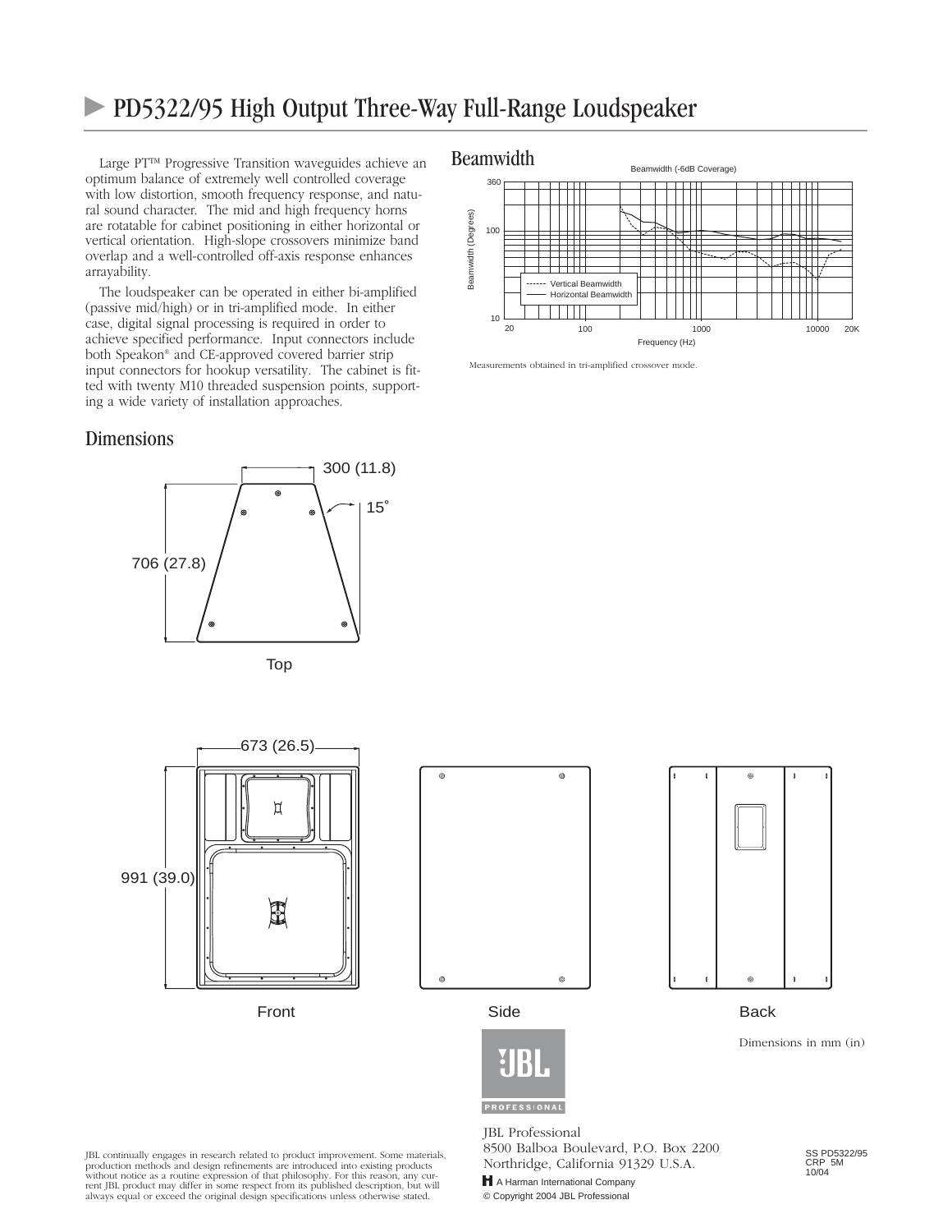# PD5322/95 High Output Three-Way Full-Range Loudspeaker

Large PT™ Progressive Transition waveguides achieve an optimum balance of extremely well controlled coverage with low distortion, smooth frequency response, and natural sound character. The mid and high frequency horns are rotatable for cabinet positioning in either horizontal or vertical orientation. High-slope crossovers minimize band overlap and a well-controlled off-axis response enhances arrayability.

The loudspeaker can be operated in either bi-amplified (passive mid/high) or in tri-amplified mode. In either case, digital signal processing is required in order to achieve specified performance. Input connectors include both Speakon® and CE-approved covered barrier strip input connectors for hookup versatility. The cabinet is fitted with twenty M10 threaded suspension points, supporting a wide variety of installation approaches.

## Beamwidth

Beamwidth (-6dB Coverage)

360

100

10

Beamwidth (Degrees)

Vertical Beamwidth

Horizontal Beamwidth

20

100

1000

10000

20K

Frequency (Hz)

Measurements obtained in tri-amplified crossover mode.

## Dimensions

300 (11.8)

15°

706 (27.8)

Top

673 (26.5)

991 (39.0)

Front

Side

Back

Dimensions in mm (in)

JBL Professional
8500 Balboa Boulevard, P.O. Box 2200
Northridge, California 91329 U.S.A.

A Harman International Company

© Copyright 2004 JBL Professional

JBL continually engages in research related to product improvement. Some materials, production methods and design refinements are introduced into existing products without notice as a routine expression of that philosophy. For this reason, any current JBL product may differ in some respect from its published description, but will always equal or exceed the original design specifications unless otherwise stated.

SS PD5322/95
CRP 5M
10/04